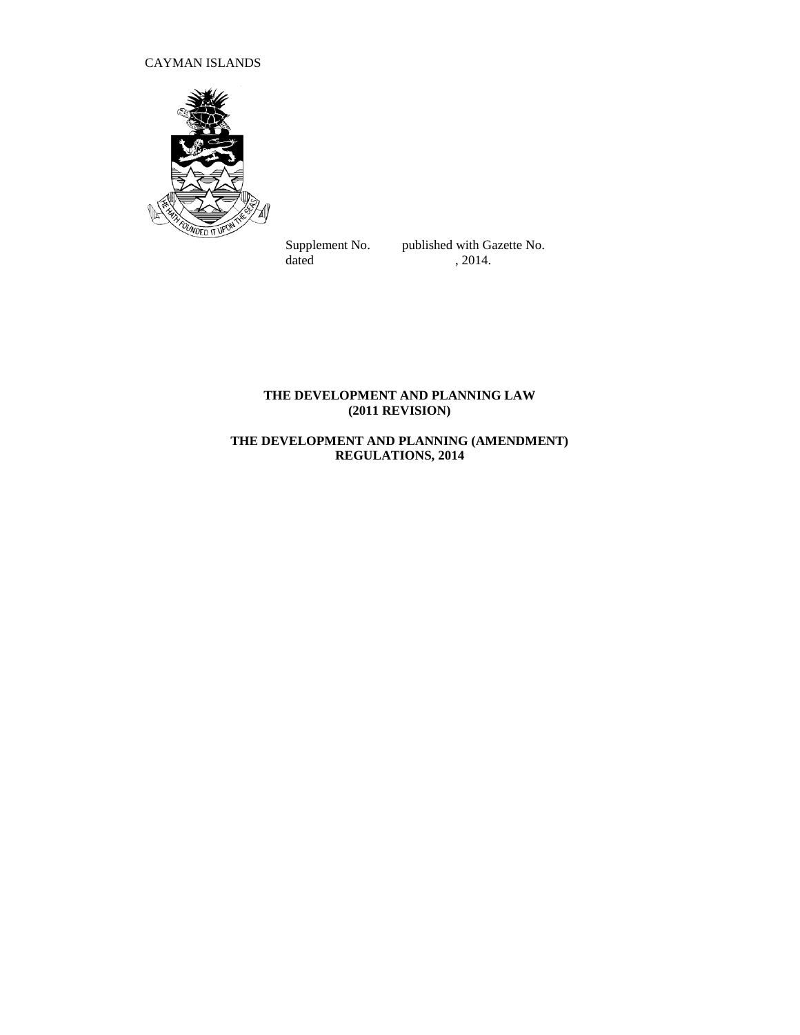CAYMAN ISLANDS

Supplement No. published with Gazette No.
dated , 2014.

**THE DEVELOPMENT AND PLANNING LAW**
**(2011 REVISION)**

**THE DEVELOPMENT AND PLANNING (AMENDMENT)**
**REGULATIONS, 2014**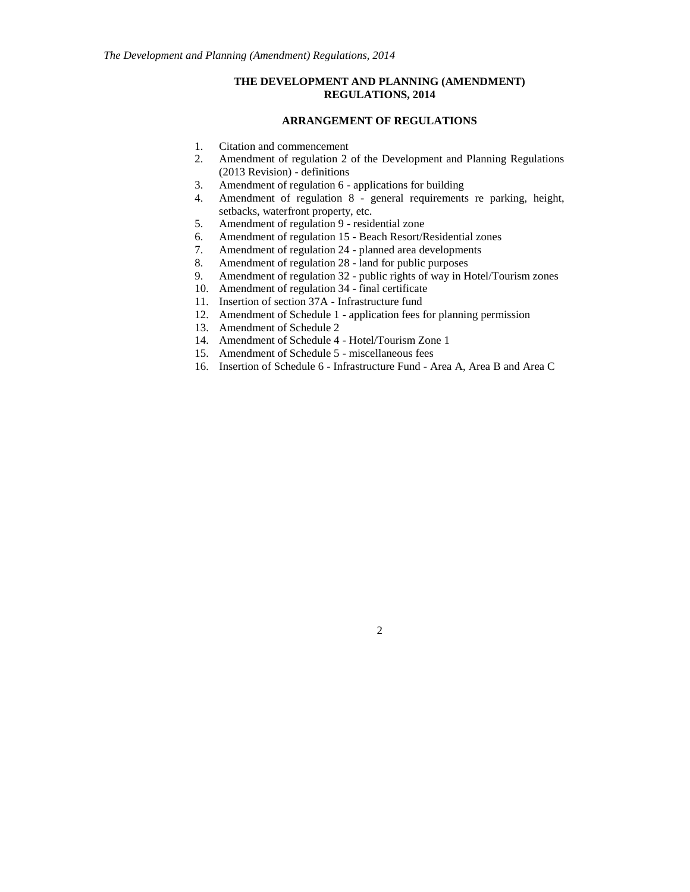# THE DEVELOPMENT AND PLANNING (AMENDMENT) REGULATIONS, 2014

## ARRANGEMENT OF REGULATIONS

1. Citation and commencement
2. Amendment of regulation 2 of the Development and Planning Regulations (2013 Revision) - definitions
3. Amendment of regulation 6 - applications for building
4. Amendment of regulation 8 - general requirements re parking, height, setbacks, waterfront property, etc.
5. Amendment of regulation 9 - residential zone
6. Amendment of regulation 15 - Beach Resort/Residential zones
7. Amendment of regulation 24 - planned area developments
8. Amendment of regulation 28 - land for public purposes
9. Amendment of regulation 32 - public rights of way in Hotel/Tourism zones
10. Amendment of regulation 34 - final certificate
11. Insertion of section 37A - Infrastructure fund
12. Amendment of Schedule 1 - application fees for planning permission
13. Amendment of Schedule 2
14. Amendment of Schedule 4 - Hotel/Tourism Zone 1
15. Amendment of Schedule 5 - miscellaneous fees
16. Insertion of Schedule 6 - Infrastructure Fund - Area A, Area B and Area C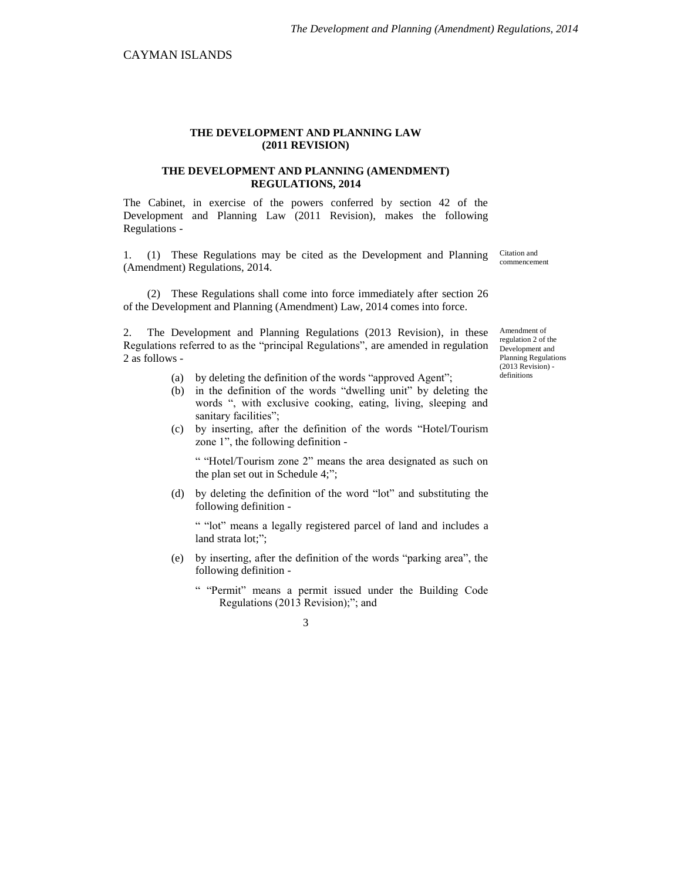CAYMAN ISLANDS

**THE DEVELOPMENT AND PLANNING LAW (2011 REVISION)**

**THE DEVELOPMENT AND PLANNING (AMENDMENT) REGULATIONS, 2014**

The Cabinet, in exercise of the powers conferred by section 42 of the Development and Planning Law (2011 Revision), makes the following Regulations -

Citation and commencement

1. (1) These Regulations may be cited as the Development and Planning (Amendment) Regulations, 2014.

(2) These Regulations shall come into force immediately after section 26 of the Development and Planning (Amendment) Law, 2014 comes into force.

Amendment of regulation 2 of the Development and Planning Regulations (2013 Revision) - definitions

2. The Development and Planning Regulations (2013 Revision), in these Regulations referred to as the "principal Regulations", are amended in regulation 2 as follows -

(a) by deleting the definition of the words "approved Agent";

(b) in the definition of the words "dwelling unit" by deleting the words ", with exclusive cooking, eating, living, sleeping and sanitary facilities";

(c) by inserting, after the definition of the words "Hotel/Tourism zone 1", the following definition -

" "Hotel/Tourism zone 2" means the area designated as such on the plan set out in Schedule 4;";

(d) by deleting the definition of the word "lot" and substituting the following definition -

" "lot" means a legally registered parcel of land and includes a land strata lot;";

(e) by inserting, after the definition of the words "parking area", the following definition -

" "Permit" means a permit issued under the Building Code Regulations (2013 Revision);"; and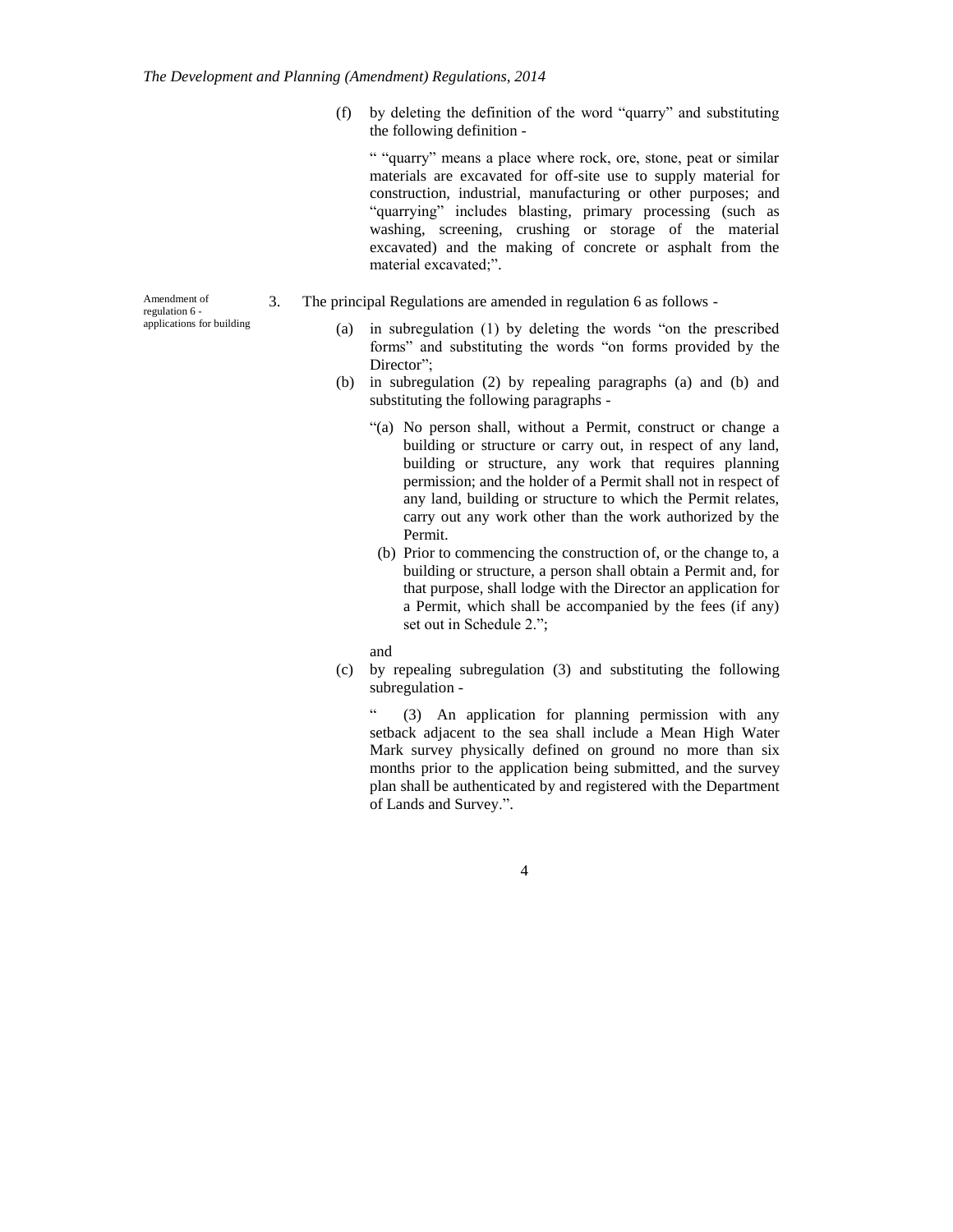(f) by deleting the definition of the word "quarry" and substituting the following definition -

" "quarry" means a place where rock, ore, stone, peat or similar materials are excavated for off-site use to supply material for construction, industrial, manufacturing or other purposes; and "quarrying" includes blasting, primary processing (such as washing, screening, crushing or storage of the material excavated) and the making of concrete or asphalt from the material excavated;".

Amendment of regulation 6 - applications for building

3. The principal Regulations are amended in regulation 6 as follows -

(a) in subregulation (1) by deleting the words "on the prescribed forms" and substituting the words "on forms provided by the Director";

(b) in subregulation (2) by repealing paragraphs (a) and (b) and substituting the following paragraphs -

"(a) No person shall, without a Permit, construct or change a building or structure or carry out, in respect of any land, building or structure, any work that requires planning permission; and the holder of a Permit shall not in respect of any land, building or structure to which the Permit relates, carry out any work other than the work authorized by the Permit.

(b) Prior to commencing the construction of, or the change to, a building or structure, a person shall obtain a Permit and, for that purpose, shall lodge with the Director an application for a Permit, which shall be accompanied by the fees (if any) set out in Schedule 2.";

and

(c) by repealing subregulation (3) and substituting the following subregulation -

" (3) An application for planning permission with any setback adjacent to the sea shall include a Mean High Water Mark survey physically defined on ground no more than six months prior to the application being submitted, and the survey plan shall be authenticated by and registered with the Department of Lands and Survey.".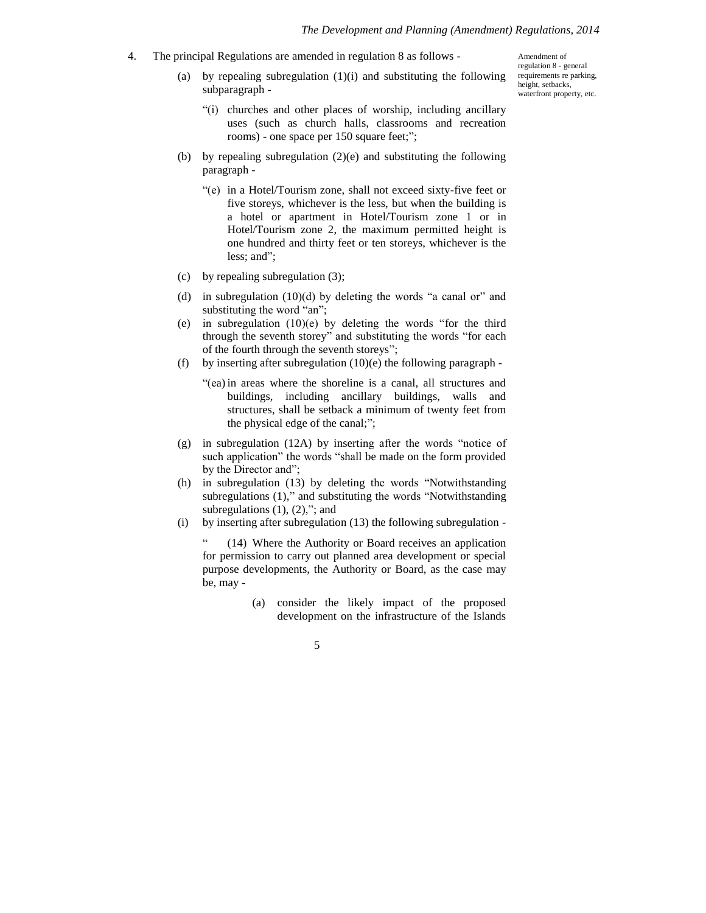4. The principal Regulations are amended in regulation 8 as follows -

Amendment of regulation 8 - general requirements re parking, height, setbacks, waterfront property, etc.

(a) by repealing subregulation (1)(i) and substituting the following subparagraph -

"(i) churches and other places of worship, including ancillary uses (such as church halls, classrooms and recreation rooms) - one space per 150 square feet;";

(b) by repealing subregulation (2)(e) and substituting the following paragraph -

"(e) in a Hotel/Tourism zone, shall not exceed sixty-five feet or five storeys, whichever is the less, but when the building is a hotel or apartment in Hotel/Tourism zone 1 or in Hotel/Tourism zone 2, the maximum permitted height is one hundred and thirty feet or ten storeys, whichever is the less; and";

(c) by repealing subregulation (3);

(d) in subregulation (10)(d) by deleting the words "a canal or" and substituting the word "an";

(e) in subregulation (10)(e) by deleting the words "for the third through the seventh storey" and substituting the words "for each of the fourth through the seventh storeys";

(f) by inserting after subregulation (10)(e) the following paragraph -

"(ea) in areas where the shoreline is a canal, all structures and buildings, including ancillary buildings, walls and structures, shall be setback a minimum of twenty feet from the physical edge of the canal;";

(g) in subregulation (12A) by inserting after the words "notice of such application" the words "shall be made on the form provided by the Director and";

(h) in subregulation (13) by deleting the words "Notwithstanding subregulations (1)," and substituting the words "Notwithstanding subregulations (1), (2),"; and

(i) by inserting after subregulation (13) the following subregulation -

" (14) Where the Authority or Board receives an application for permission to carry out planned area development or special purpose developments, the Authority or Board, as the case may be, may -

(a) consider the likely impact of the proposed development on the infrastructure of the Islands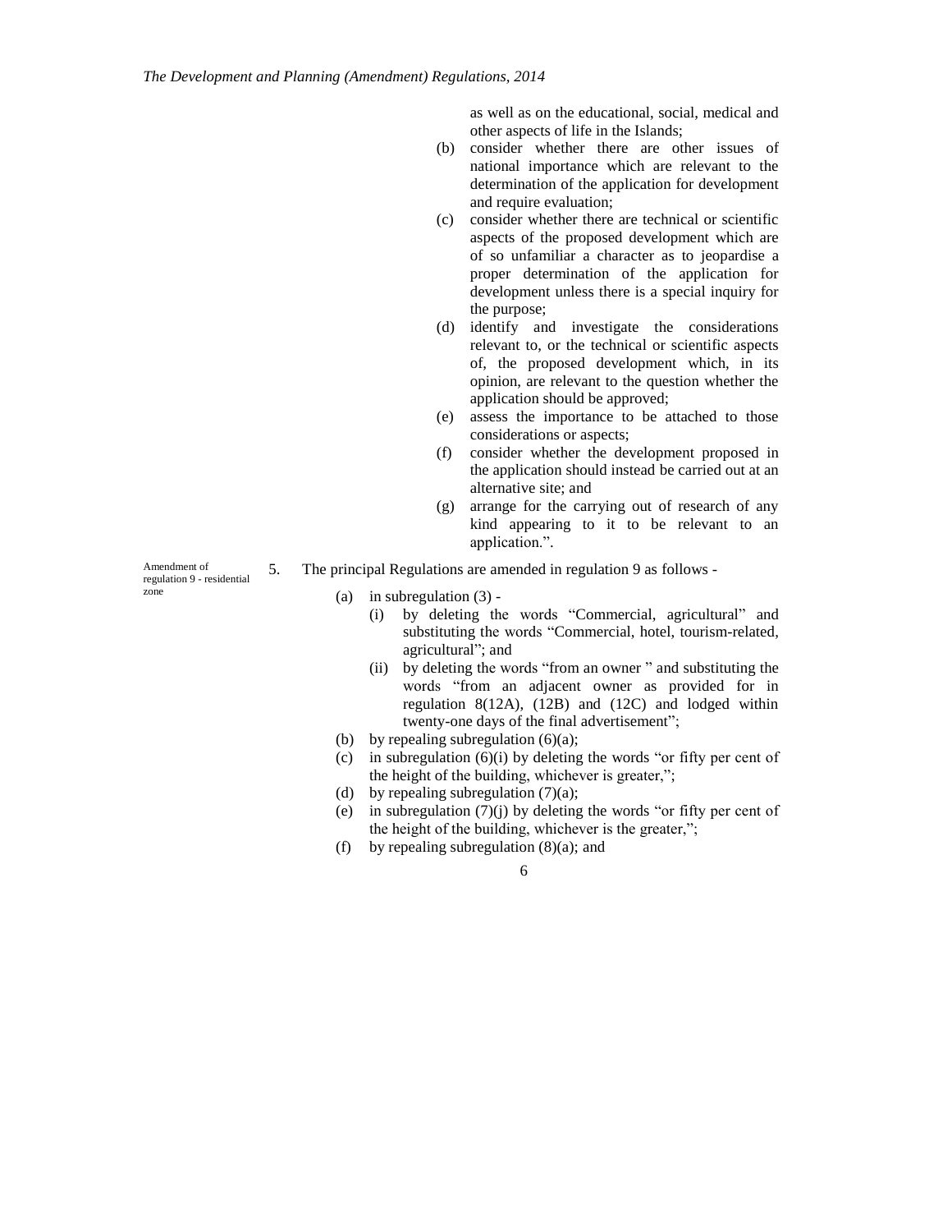as well as on the educational, social, medical and other aspects of life in the Islands;

(b) consider whether there are other issues of national importance which are relevant to the determination of the application for development and require evaluation;

(c) consider whether there are technical or scientific aspects of the proposed development which are of so unfamiliar a character as to jeopardise a proper determination of the application for development unless there is a special inquiry for the purpose;

(d) identify and investigate the considerations relevant to, or the technical or scientific aspects of, the proposed development which, in its opinion, are relevant to the question whether the application should be approved;

(e) assess the importance to be attached to those considerations or aspects;

(f) consider whether the development proposed in the application should instead be carried out at an alternative site; and

(g) arrange for the carrying out of research of any kind appearing to it to be relevant to an application.".

Amendment of regulation 9 - residential zone

5. The principal Regulations are amended in regulation 9 as follows -

(a) in subregulation (3) -

(i) by deleting the words "Commercial, agricultural" and substituting the words "Commercial, hotel, tourism-related, agricultural"; and

(ii) by deleting the words "from an owner " and substituting the words "from an adjacent owner as provided for in regulation 8(12A), (12B) and (12C) and lodged within twenty-one days of the final advertisement";

(b) by repealing subregulation (6)(a);

(c) in subregulation (6)(i) by deleting the words "or fifty per cent of the height of the building, whichever is greater,";

(d) by repealing subregulation (7)(a);

(e) in subregulation (7)(j) by deleting the words "or fifty per cent of the height of the building, whichever is the greater,";

(f) by repealing subregulation (8)(a); and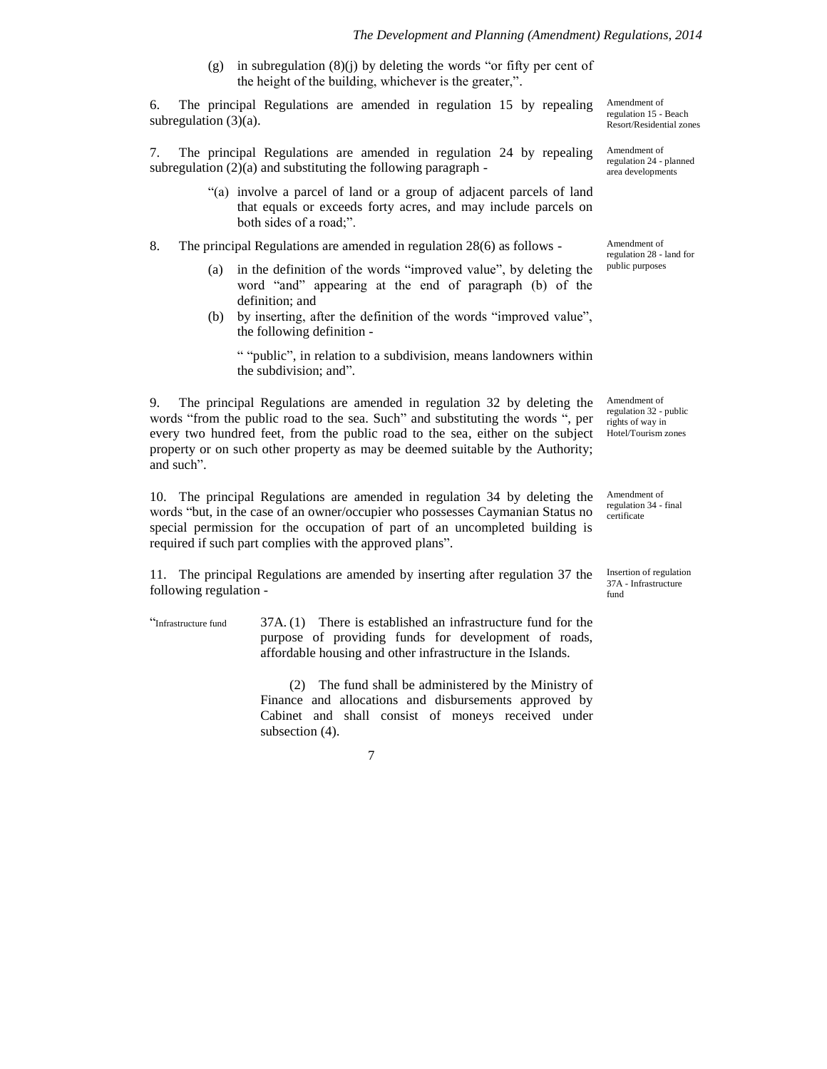(g) in subregulation (8)(j) by deleting the words "or fifty per cent of the height of the building, whichever is the greater,".

Amendment of regulation 15 - Beach Resort/Residential zones

6. The principal Regulations are amended in regulation 15 by repealing subregulation (3)(a).

Amendment of regulation 24 - planned area developments

7. The principal Regulations are amended in regulation 24 by repealing subregulation (2)(a) and substituting the following paragraph -

> "(a) involve a parcel of land or a group of adjacent parcels of land that equals or exceeds forty acres, and may include parcels on both sides of a road;".

Amendment of regulation 28 - land for public purposes

8. The principal Regulations are amended in regulation 28(6) as follows -

(a) in the definition of the words "improved value", by deleting the word "and" appearing at the end of paragraph (b) of the definition; and

(b) by inserting, after the definition of the words "improved value", the following definition -

> " "public", in relation to a subdivision, means landowners within the subdivision; and".

Amendment of regulation 32 - public rights of way in Hotel/Tourism zones

9. The principal Regulations are amended in regulation 32 by deleting the words "from the public road to the sea. Such" and substituting the words ", per every two hundred feet, from the public road to the sea, either on the subject property or on such other property as may be deemed suitable by the Authority; and such".

Amendment of regulation 34 - final certificate

10. The principal Regulations are amended in regulation 34 by deleting the words "but, in the case of an owner/occupier who possesses Caymanian Status no special permission for the occupation of part of an uncompleted building is required if such part complies with the approved plans".

Insertion of regulation 37A - Infrastructure fund

11. The principal Regulations are amended by inserting after regulation 37 the following regulation -

"Infrastructure fund

37A. (1) There is established an infrastructure fund for the purpose of providing funds for development of roads, affordable housing and other infrastructure in the Islands.

(2) The fund shall be administered by the Ministry of Finance and allocations and disbursements approved by Cabinet and shall consist of moneys received under subsection (4).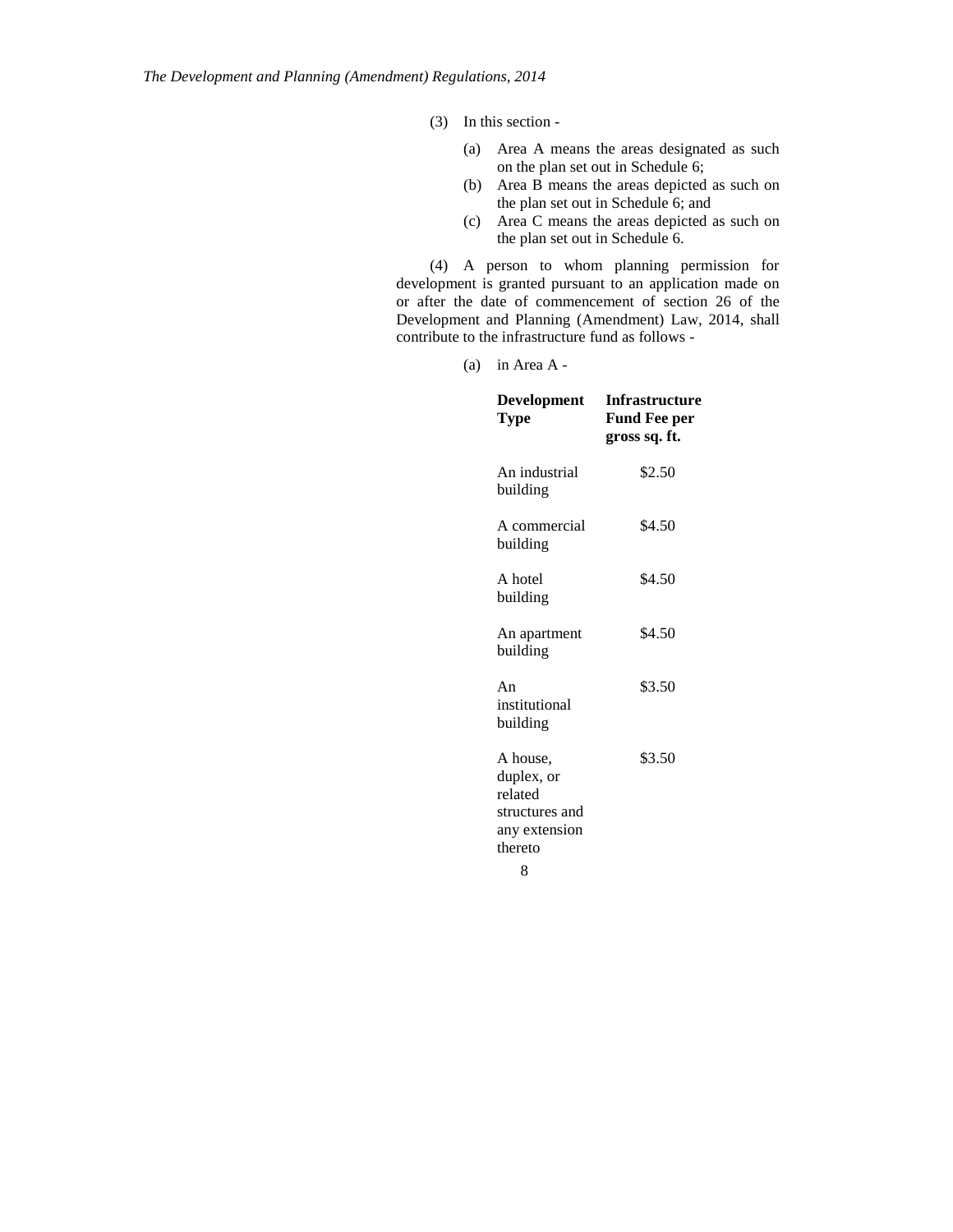(3) In this section -

(a) Area A means the areas designated as such on the plan set out in Schedule 6;

(b) Area B means the areas depicted as such on the plan set out in Schedule 6; and

(c) Area C means the areas depicted as such on the plan set out in Schedule 6.

(4) A person to whom planning permission for development is granted pursuant to an application made on or after the date of commencement of section 26 of the Development and Planning (Amendment) Law, 2014, shall contribute to the infrastructure fund as follows -

(a) in Area A -

| **Development Type** | **Infrastructure Fund Fee per gross sq. ft.** |
|---|---|
| An industrial building | $2.50 |
| A commercial building | $4.50 |
| A hotel building | $4.50 |
| An apartment building | $4.50 |
| An institutional building | $3.50 |
| A house, duplex, or related structures and any extension thereto | $3.50 |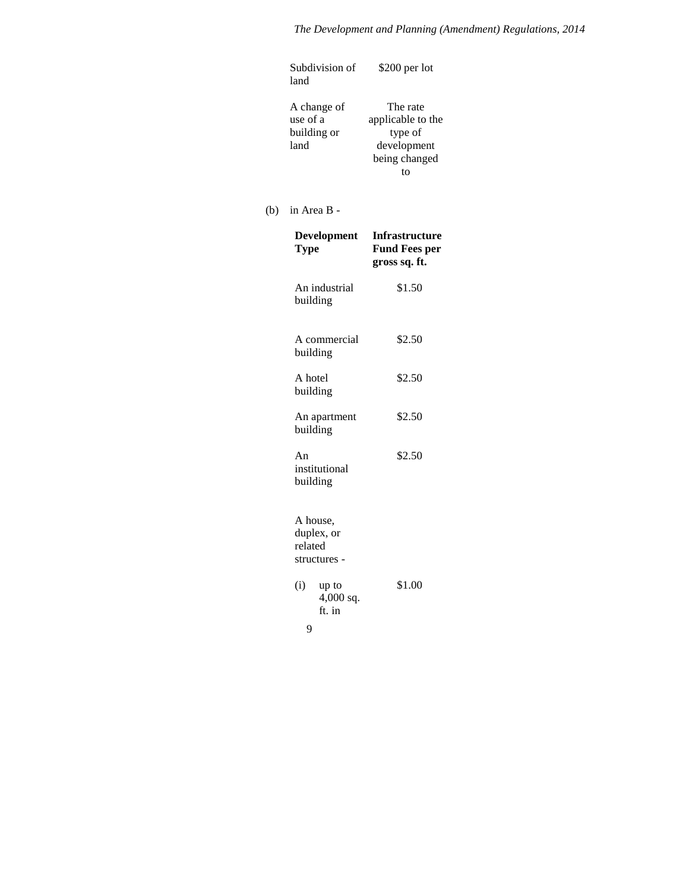| | |
|---|---|
| Subdivision of land | $200 per lot |
| A change of use of a building or land | The rate applicable to the type of development being changed to |

(b) in Area B -

| Development Type | Infrastructure Fund Fees per gross sq. ft. |
|---|---|
| An industrial building | $1.50 |
| A commercial building | $2.50 |
| A hotel building | $2.50 |
| An apartment building | $2.50 |
| An institutional building | $2.50 |
| A house, duplex, or related structures - | |
| (i) up to 4,000 sq. ft. in | $1.00 |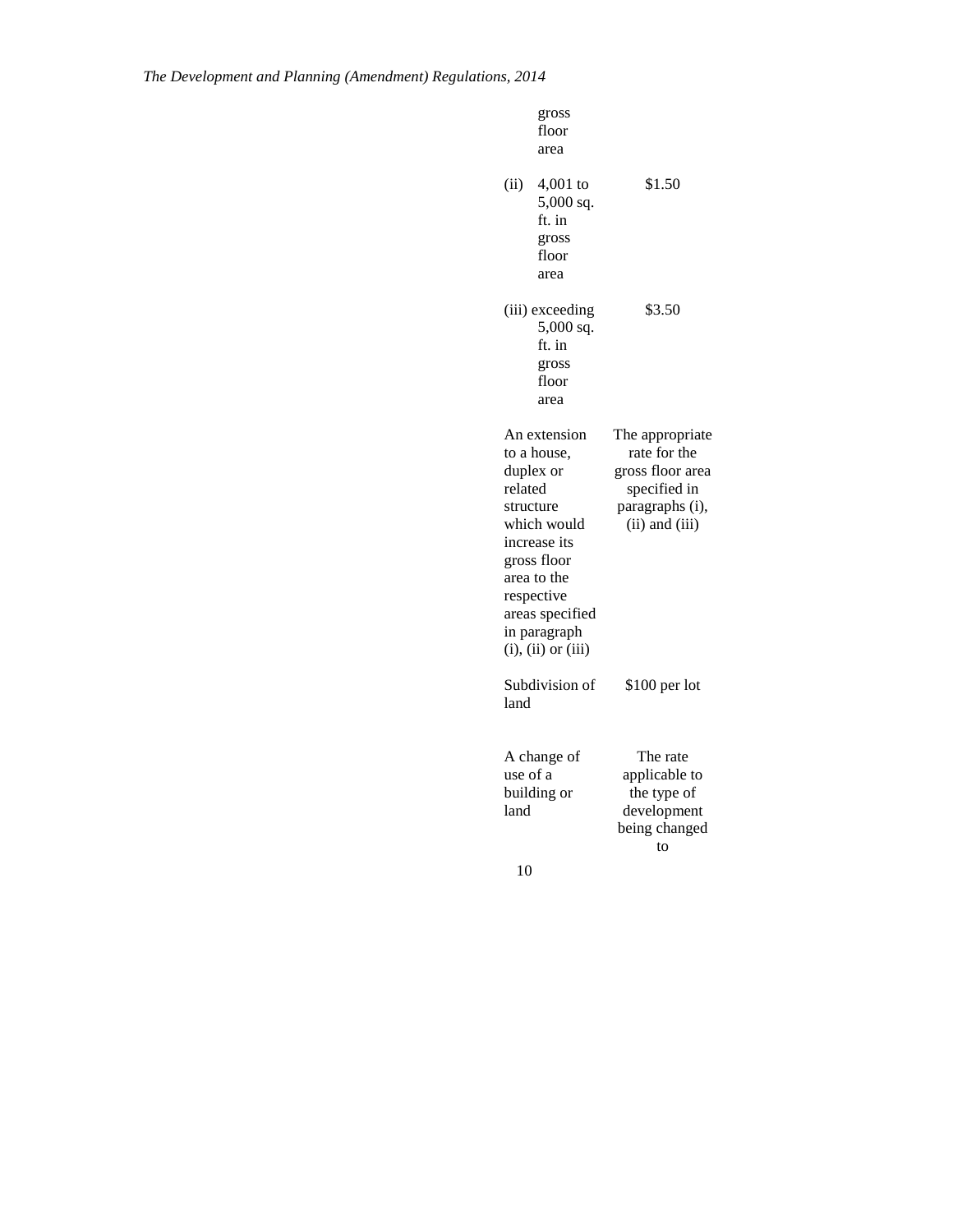| | |
|---|---|
| gross floor area | |
| (ii) 4,001 to 5,000 sq. ft. in gross floor area | $1.50 |
| (iii) exceeding 5,000 sq. ft. in gross floor area | $3.50 |
| An extension to a house, duplex or related structure which would increase its gross floor area to the respective areas specified in paragraph (i), (ii) or (iii) | The appropriate rate for the gross floor area specified in paragraphs (i), (ii) and (iii) |
| Subdivision of land | $100 per lot |
| A change of use of a building or land | The rate applicable to the type of development being changed to |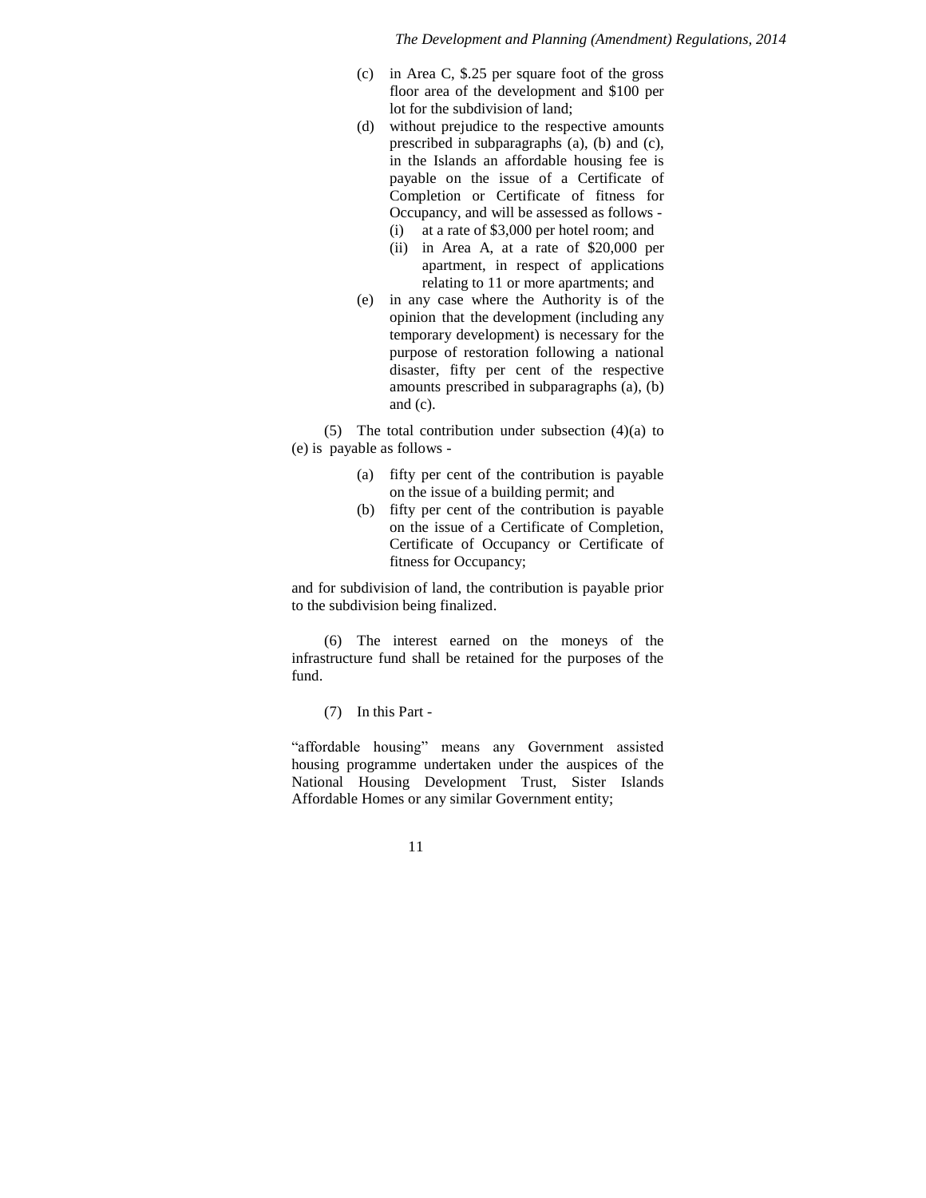(c) in Area C, \$.25 per square foot of the gross floor area of the development and \$100 per lot for the subdivision of land;

(d) without prejudice to the respective amounts prescribed in subparagraphs (a), (b) and (c), in the Islands an affordable housing fee is payable on the issue of a Certificate of Completion or Certificate of fitness for Occupancy, and will be assessed as follows -

   (i) at a rate of \$3,000 per hotel room; and

   (ii) in Area A, at a rate of \$20,000 per apartment, in respect of applications relating to 11 or more apartments; and

(e) in any case where the Authority is of the opinion that the development (including any temporary development) is necessary for the purpose of restoration following a national disaster, fifty per cent of the respective amounts prescribed in subparagraphs (a), (b) and (c).

(5) The total contribution under subsection (4)(a) to (e) is payable as follows -

(a) fifty per cent of the contribution is payable on the issue of a building permit; and

(b) fifty per cent of the contribution is payable on the issue of a Certificate of Completion, Certificate of Occupancy or Certificate of fitness for Occupancy;

and for subdivision of land, the contribution is payable prior to the subdivision being finalized.

(6) The interest earned on the moneys of the infrastructure fund shall be retained for the purposes of the fund.

(7) In this Part -

"affordable housing" means any Government assisted housing programme undertaken under the auspices of the National Housing Development Trust, Sister Islands Affordable Homes or any similar Government entity;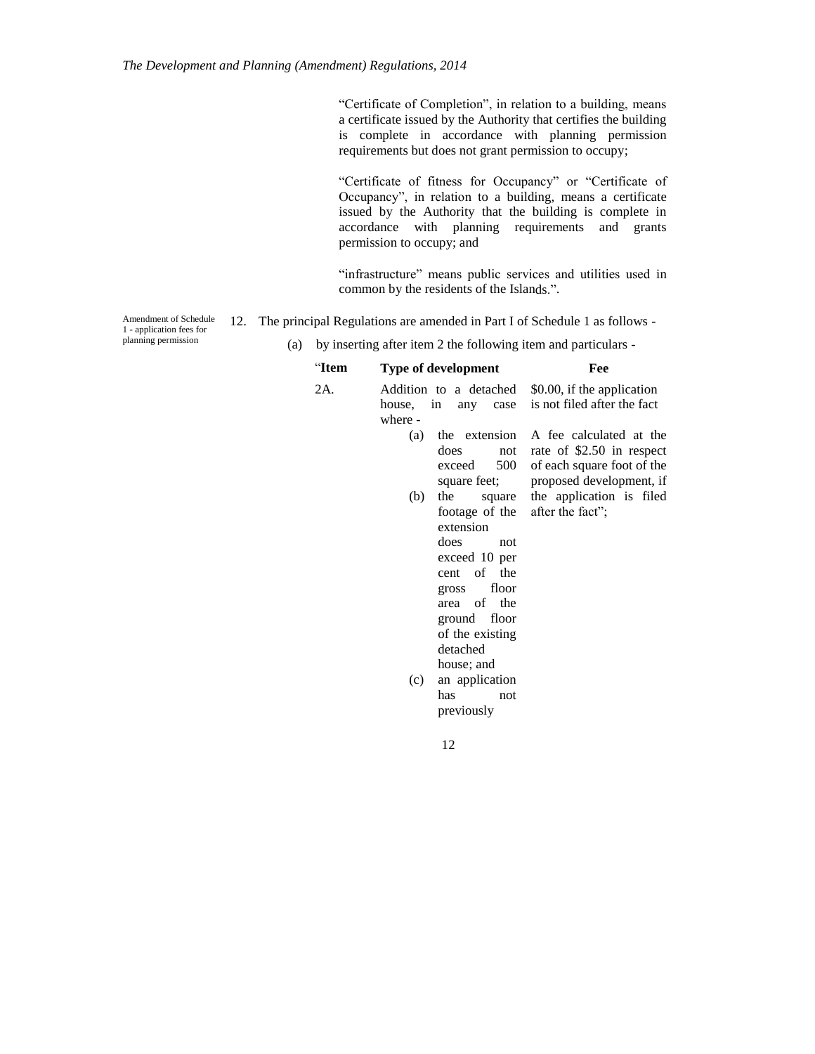"Certificate of Completion", in relation to a building, means a certificate issued by the Authority that certifies the building is complete in accordance with planning permission requirements but does not grant permission to occupy;

"Certificate of fitness for Occupancy" or "Certificate of Occupancy", in relation to a building, means a certificate issued by the Authority that the building is complete in accordance with planning requirements and grants permission to occupy; and

"infrastructure" means public services and utilities used in common by the residents of the Islands.".

Amendment of Schedule 1 - application fees for planning permission

12. The principal Regulations are amended in Part I of Schedule 1 as follows -

(a) by inserting after item 2 the following item and particulars -

| "Item | Type of development | Fee |
|---|---|---|
| 2A. | Addition to a detached house, in any case where -<br>(a) the extension does not exceed 500 square feet;<br>(b) the square footage of the extension does not exceed 10 per cent of the gross floor area of the ground floor of the existing detached house; and<br>(c) an application has not previously | $0.00, if the application is not filed after the fact<br><br>A fee calculated at the rate of $2.50 in respect of each square foot of the proposed development, if the application is filed after the fact"; |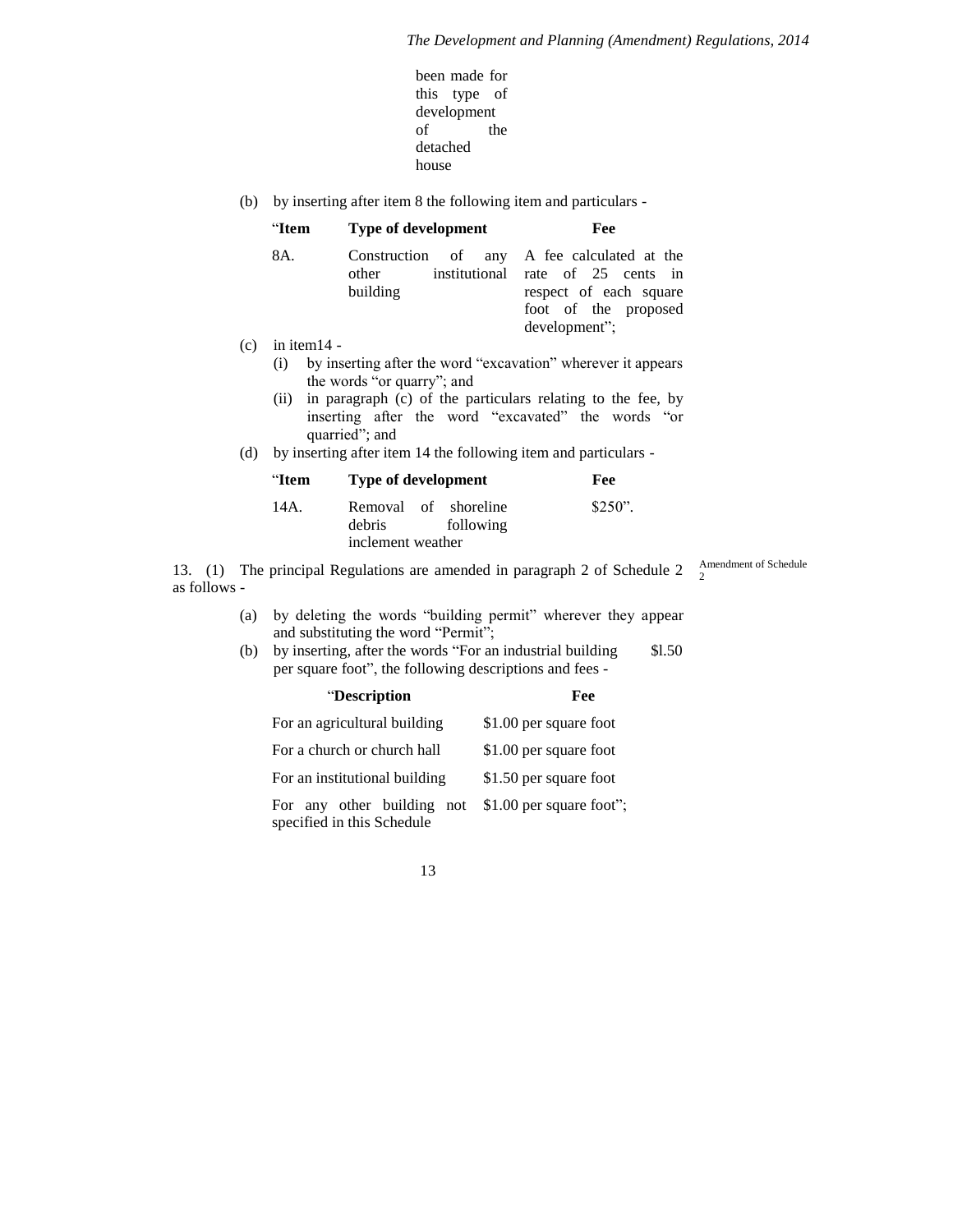been made for this type of development of the detached house

(b) by inserting after item 8 the following item and particulars -

| “Item | Type of development | Fee |
|---|---|---|
| 8A. | Construction of any other institutional building | A fee calculated at the rate of 25 cents in respect of each square foot of the proposed development”; |

(c) in item14 -

(i) by inserting after the word “excavation” wherever it appears the words “or quarry”; and

(ii) in paragraph (c) of the particulars relating to the fee, by inserting after the word “excavated” the words “or quarried”; and

(d) by inserting after item 14 the following item and particulars -

| “Item | Type of development | Fee |
|---|---|---|
| 14A. | Removal of shoreline debris following inclement weather | $250”. |

Amendment of Schedule 2

13. (1) The principal Regulations are amended in paragraph 2 of Schedule 2 as follows -

(a) by deleting the words “building permit” wherever they appear and substituting the word “Permit”;

(b) by inserting, after the words “For an industrial building $l.50 per square foot”, the following descriptions and fees -

| “Description | Fee |
|---|---|
| For an agricultural building | $1.00 per square foot |
| For a church or church hall | $1.00 per square foot |
| For an institutional building | $1.50 per square foot |
| For any other building not specified in this Schedule | $1.00 per square foot”; |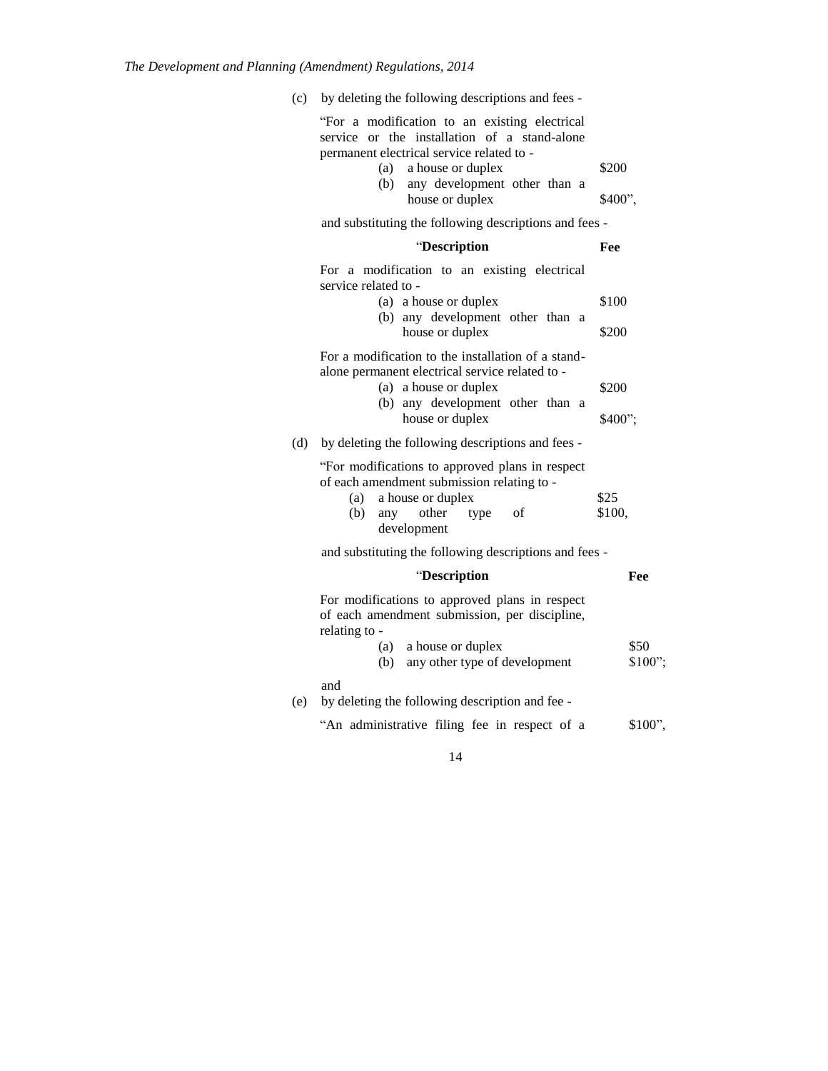(c) by deleting the following descriptions and fees -

"For a modification to an existing electrical service or the installation of a stand-alone permanent electrical service related to -

| | |
|---|---|
| (a) a house or duplex | $200 |
| (b) any development other than a house or duplex | $400", |

and substituting the following descriptions and fees -

| "**Description** | **Fee** |
|---|---|
| For a modification to an existing electrical service related to - | |
| (a) a house or duplex | $100 |
| (b) any development other than a house or duplex | $200 |
| For a modification to the installation of a stand-alone permanent electrical service related to - | |
| (a) a house or duplex | $200 |
| (b) any development other than a house or duplex | $400"; |

(d) by deleting the following descriptions and fees -

"For modifications to approved plans in respect of each amendment submission relating to -

| | |
|---|---|
| (a) a house or duplex | $25 |
| (b) any other type of development | $100, |

and substituting the following descriptions and fees -

| "**Description** | **Fee** |
|---|---|
| For modifications to approved plans in respect of each amendment submission, per discipline, relating to - | |
| (a) a house or duplex | $50 |
| (b) any other type of development | $100"; |

and

(e) by deleting the following description and fee -

"An administrative filing fee in respect of a $100",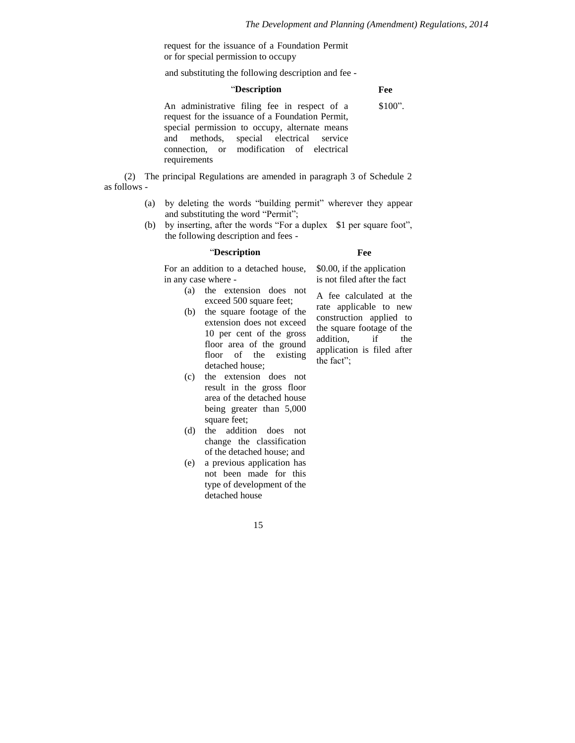request for the issuance of a Foundation Permit or for special permission to occupy

and substituting the following description and fee -

| “**Description** | **Fee** |
| --- | --- |
| An administrative filing fee in respect of a request for the issuance of a Foundation Permit, special permission to occupy, alternate means and methods, special electrical service connection, or modification of electrical requirements | $100”. |

(2) The principal Regulations are amended in paragraph 3 of Schedule 2 as follows -

(a) by deleting the words “building permit” wherever they appear and substituting the word “Permit”;

(b) by inserting, after the words “For a duplex  $1 per square foot”, the following description and fees -

| “**Description** | **Fee** |
| --- | --- |
| For an addition to a detached house, in any case where - (a) the extension does not exceed 500 square feet; (b) the square footage of the extension does not exceed 10 per cent of the gross floor area of the ground floor of the existing detached house; (c) the extension does not result in the gross floor area of the detached house being greater than 5,000 square feet; (d) the addition does not change the classification of the detached house; and (e) a previous application has not been made for this type of development of the detached house | $0.00, if the application is not filed after the fact<br><br>A fee calculated at the rate applicable to new construction applied to the square footage of the addition, if the application is filed after the fact”; |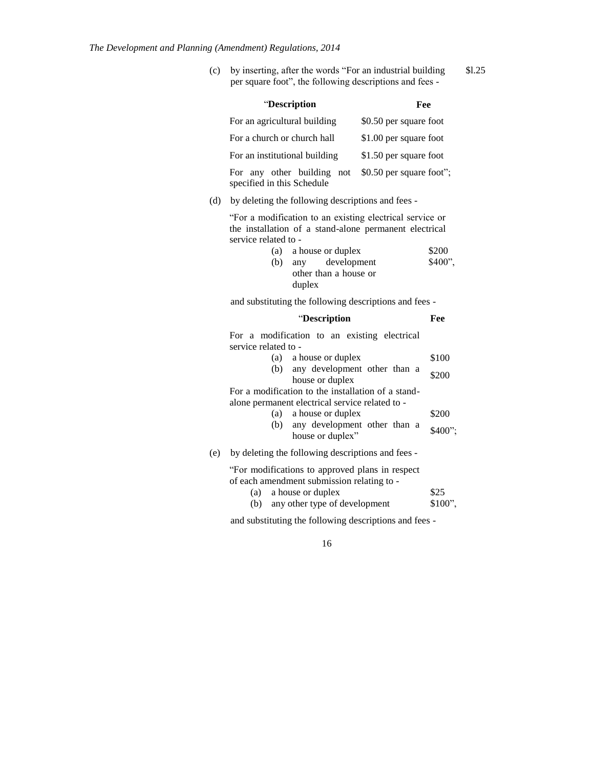(c) by inserting, after the words "For an industrial building $1.25 per square foot", the following descriptions and fees -

| "**Description** | **Fee** |
|---|---|
| For an agricultural building | \$0.50 per square foot |
| For a church or church hall | \$1.00 per square foot |
| For an institutional building | \$1.50 per square foot |
| For any other building not specified in this Schedule | \$0.50 per square foot"; |

(d) by deleting the following descriptions and fees -

"For a modification to an existing electrical service or the installation of a stand-alone permanent electrical service related to -

| | |
|---|---|
| (a) a house or duplex | \$200 |
| (b) any development other than a house or duplex | \$400", |

and substituting the following descriptions and fees -

| "**Description** | **Fee** |
|---|---|
| For a modification to an existing electrical service related to - | |
| (a) a house or duplex | \$100 |
| (b) any development other than a house or duplex | \$200 |
| For a modification to the installation of a stand-alone permanent electrical service related to - | |
| (a) a house or duplex | \$200 |
| (b) any development other than a house or duplex" | \$400"; |

(e) by deleting the following descriptions and fees -

"For modifications to approved plans in respect of each amendment submission relating to -

| | |
|---|---|
| (a) a house or duplex | \$25 |
| (b) any other type of development | \$100", |

and substituting the following descriptions and fees -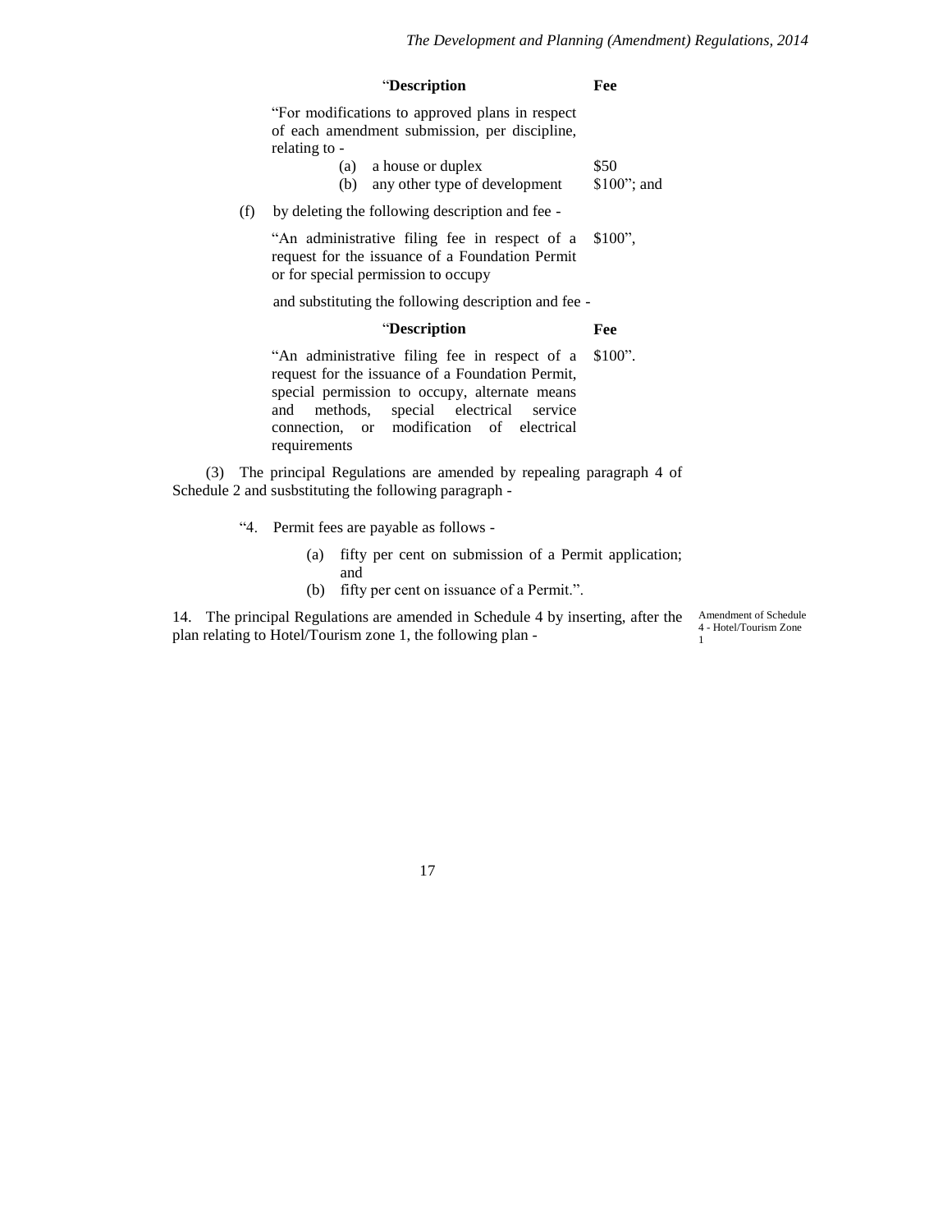| "**Description** | **Fee** |
|---|---|
| "For modifications to approved plans in respect of each amendment submission, per discipline, relating to - | |
| (a) a house or duplex | $50 |
| (b) any other type of development | $100"; and |

(f) by deleting the following description and fee -

| | |
|---|---|
| "An administrative filing fee in respect of a request for the issuance of a Foundation Permit or for special permission to occupy | $100", |

and substituting the following description and fee -

| "**Description** | **Fee** |
|---|---|
| "An administrative filing fee in respect of a request for the issuance of a Foundation Permit, special permission to occupy, alternate means and methods, special electrical service connection, or modification of electrical requirements | $100". |

(3) The principal Regulations are amended by repealing paragraph 4 of Schedule 2 and susbstituting the following paragraph -

"4. Permit fees are payable as follows -

(a) fifty per cent on submission of a Permit application; and

(b) fifty per cent on issuance of a Permit.".

Amendment of Schedule 4 - Hotel/Tourism Zone 1

14. The principal Regulations are amended in Schedule 4 by inserting, after the plan relating to Hotel/Tourism zone 1, the following plan -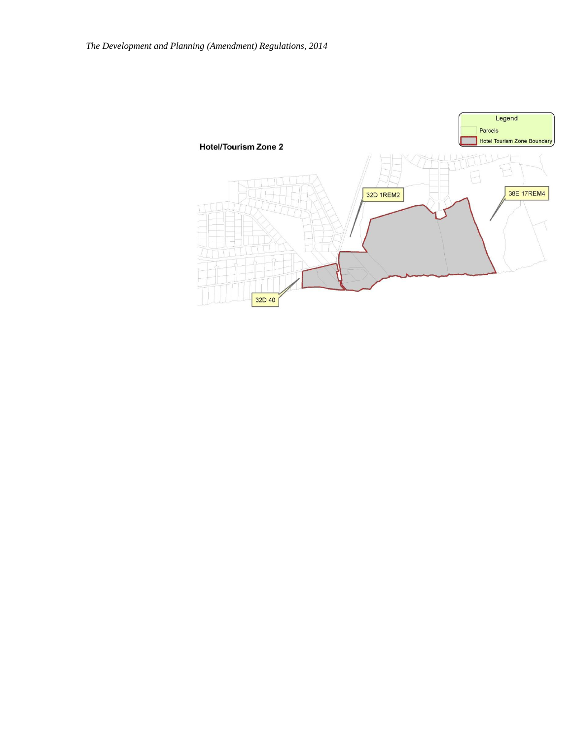Hotel/Tourism Zone 2

Legend

Parcels

Hotel Tourism Zone Boundary

32D 1REM2

38E 17REM4

32D 40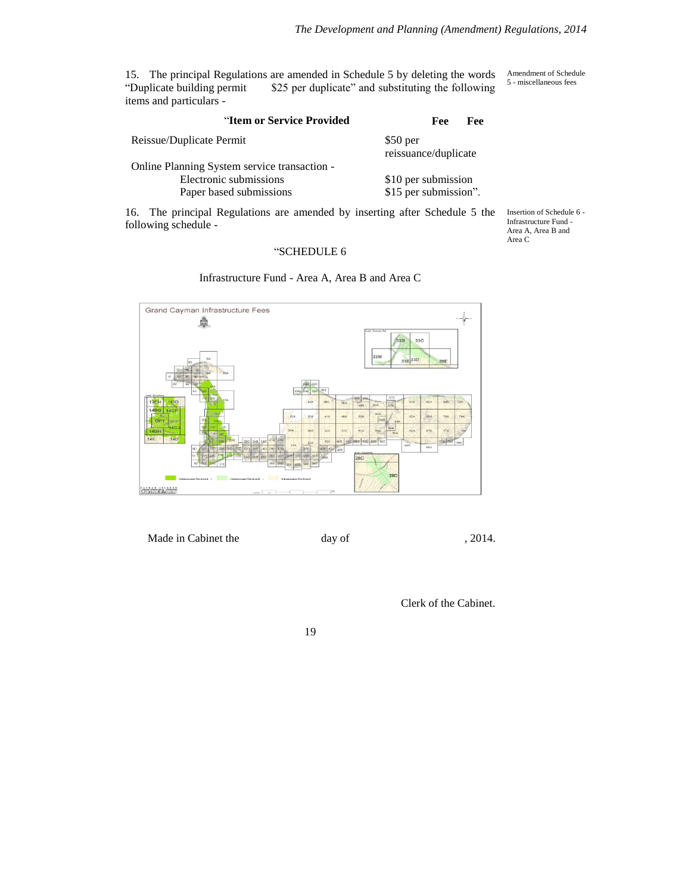15. The principal Regulations are amended in Schedule 5 by deleting the words "Duplicate building permit $25 per duplicate" and substituting the following items and particulars -

Amendment of Schedule 5 - miscellaneous fees

| "**Item or Service Provided** | **Fee Fee** |
|---|---|
| Reissue/Duplicate Permit | $50 per reissuance/duplicate |
| Online Planning System service transaction - | |
| Electronic submissions | $10 per submission |
| Paper based submissions | $15 per submission". |

16. The principal Regulations are amended by inserting after Schedule 5 the following schedule -

Insertion of Schedule 6 - Infrastructure Fund - Area A, Area B and Area C

"SCHEDULE 6

Infrastructure Fund - Area A, Area B and Area C

Grand Cayman Infrastructure Fees

Made in Cabinet the day of , 2014.

Clerk of the Cabinet.